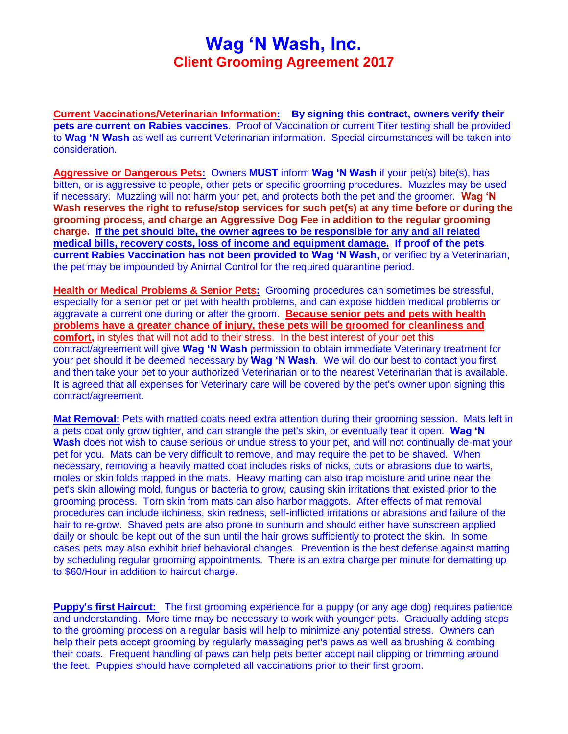# Wag 'N Wash, Inc.

## Client Grooming Agreement 2017

**Current Vaccinations/Veterinarian Information:** **By signing this contract, owners verify their pets are current on Rabies vaccines.** Proof of Vaccination or current Titer testing shall be provided to **Wag 'N Wash** as well as current Veterinarian information. Special circumstances will be taken into consideration.

**Aggressive or Dangerous Pets:** Owners **MUST** inform **Wag 'N Wash** if your pet(s) bite(s), has bitten, or is aggressive to people, other pets or specific grooming procedures. Muzzles may be used if necessary. Muzzling will not harm your pet, and protects both the pet and the groomer. **Wag 'N Wash reserves the right to refuse/stop services for such pet(s) at any time before or during the grooming process, and charge an Aggressive Dog Fee in addition to the regular grooming charge.** **If the pet should bite, the owner agrees to be responsible for any and all related medical bills, recovery costs, loss of income and equipment damage.** **If proof of the pets current Rabies Vaccination has not been provided to Wag 'N Wash,** or verified by a Veterinarian, the pet may be impounded by Animal Control for the required quarantine period.

**Health or Medical Problems & Senior Pets:** Grooming procedures can sometimes be stressful, especially for a senior pet or pet with health problems, and can expose hidden medical problems or aggravate a current one during or after the groom. **Because senior pets and pets with health problems have a greater chance of injury, these pets will be groomed for cleanliness and comfort,** in styles that will not add to their stress. In the best interest of your pet this contract/agreement will give **Wag 'N Wash** permission to obtain immediate Veterinary treatment for your pet should it be deemed necessary by **Wag 'N Wash**. We will do our best to contact you first, and then take your pet to your authorized Veterinarian or to the nearest Veterinarian that is available. It is agreed that all expenses for Veterinary care will be covered by the pet's owner upon signing this contract/agreement.

**Mat Removal:** Pets with matted coats need extra attention during their grooming session. Mats left in a pets coat only grow tighter, and can strangle the pet's skin, or eventually tear it open. **Wag 'N Wash** does not wish to cause serious or undue stress to your pet, and will not continually de-mat your pet for you. Mats can be very difficult to remove, and may require the pet to be shaved. When necessary, removing a heavily matted coat includes risks of nicks, cuts or abrasions due to warts, moles or skin folds trapped in the mats. Heavy matting can also trap moisture and urine near the pet's skin allowing mold, fungus or bacteria to grow, causing skin irritations that existed prior to the grooming process. Torn skin from mats can also harbor maggots. After effects of mat removal procedures can include itchiness, skin redness, self-inflicted irritations or abrasions and failure of the hair to re-grow. Shaved pets are also prone to sunburn and should either have sunscreen applied daily or should be kept out of the sun until the hair grows sufficiently to protect the skin. In some cases pets may also exhibit brief behavioral changes. Prevention is the best defense against matting by scheduling regular grooming appointments. There is an extra charge per minute for dematting up to $60/Hour in addition to haircut charge.

**Puppy's first Haircut:** The first grooming experience for a puppy (or any age dog) requires patience and understanding. More time may be necessary to work with younger pets. Gradually adding steps to the grooming process on a regular basis will help to minimize any potential stress. Owners can help their pets accept grooming by regularly massaging pet's paws as well as brushing & combing their coats. Frequent handling of paws can help pets better accept nail clipping or trimming around the feet. Puppies should have completed all vaccinations prior to their first groom.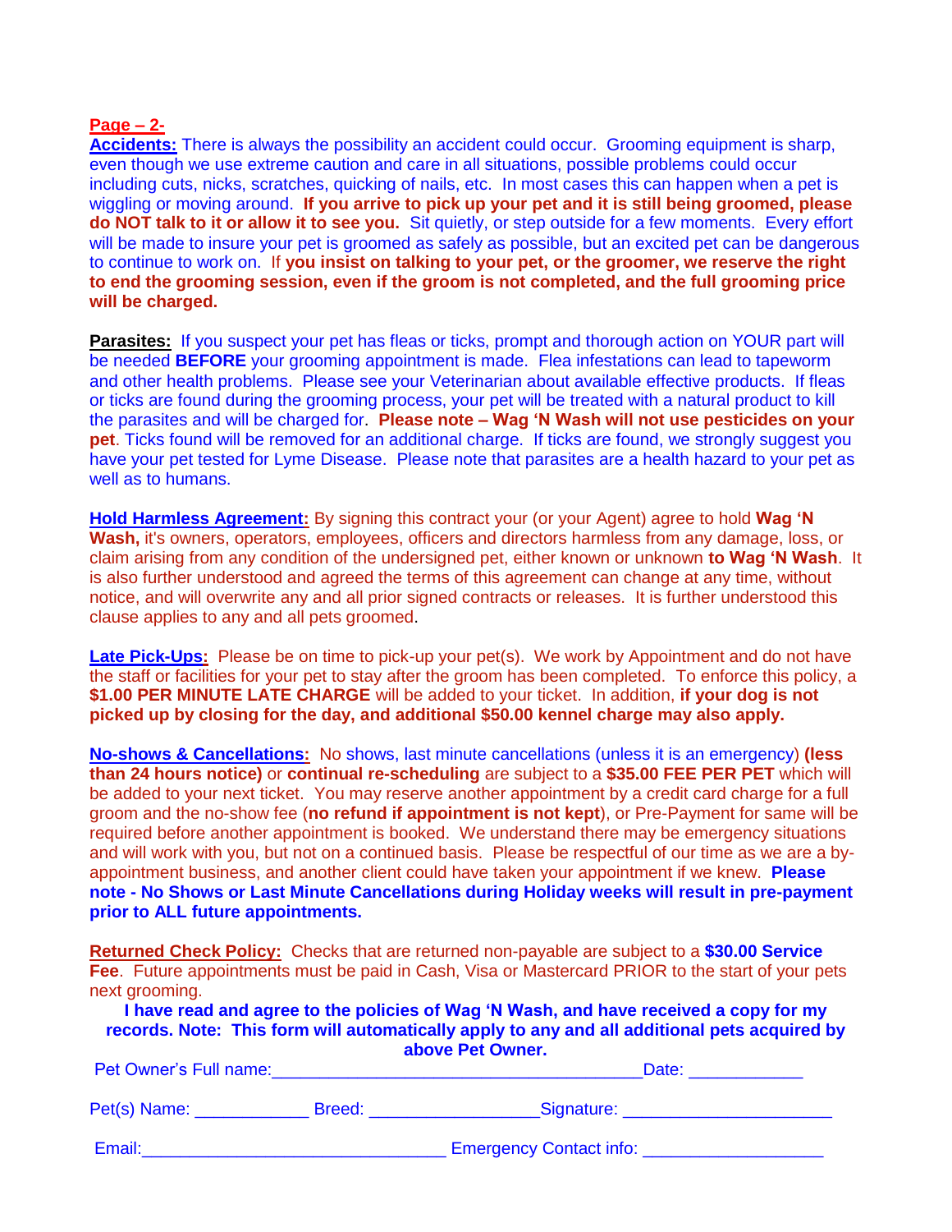**Page – 2-**

**Accidents:** There is always the possibility an accident could occur. Grooming equipment is sharp, even though we use extreme caution and care in all situations, possible problems could occur including cuts, nicks, scratches, quicking of nails, etc. In most cases this can happen when a pet is wiggling or moving around. **If you arrive to pick up your pet and it is still being groomed, please do NOT talk to it or allow it to see you.** Sit quietly, or step outside for a few moments. Every effort will be made to insure your pet is groomed as safely as possible, but an excited pet can be dangerous to continue to work on. If **you insist on talking to your pet, or the groomer, we reserve the right to end the grooming session, even if the groom is not completed, and the full grooming price will be charged.**

**Parasites:** If you suspect your pet has fleas or ticks, prompt and thorough action on YOUR part will be needed **BEFORE** your grooming appointment is made. Flea infestations can lead to tapeworm and other health problems. Please see your Veterinarian about available effective products. If fleas or ticks are found during the grooming process, your pet will be treated with a natural product to kill the parasites and will be charged for. **Please note – Wag 'N Wash will not use pesticides on your pet**. Ticks found will be removed for an additional charge. If ticks are found, we strongly suggest you have your pet tested for Lyme Disease. Please note that parasites are a health hazard to your pet as well as to humans.

**Hold Harmless Agreement:** By signing this contract your (or your Agent) agree to hold **Wag 'N Wash,** it's owners, operators, employees, officers and directors harmless from any damage, loss, or claim arising from any condition of the undersigned pet, either known or unknown **to Wag 'N Wash**. It is also further understood and agreed the terms of this agreement can change at any time, without notice, and will overwrite any and all prior signed contracts or releases. It is further understood this clause applies to any and all pets groomed.

**Late Pick-Ups:** Please be on time to pick-up your pet(s). We work by Appointment and do not have the staff or facilities for your pet to stay after the groom has been completed. To enforce this policy, a **$1.00 PER MINUTE LATE CHARGE** will be added to your ticket. In addition, **if your dog is not picked up by closing for the day, and additional $50.00 kennel charge may also apply.**

**No-shows & Cancellations:** No shows, last minute cancellations (unless it is an emergency) **(less than 24 hours notice)** or **continual re-scheduling** are subject to a **$35.00 FEE PER PET** which will be added to your next ticket. You may reserve another appointment by a credit card charge for a full groom and the no-show fee (**no refund if appointment is not kept**), or Pre-Payment for same will be required before another appointment is booked. We understand there may be emergency situations and will work with you, but not on a continued basis. Please be respectful of our time as we are a by-appointment business, and another client could have taken your appointment if we knew. **Please note - No Shows or Last Minute Cancellations during Holiday weeks will result in pre-payment prior to ALL future appointments.**

**Returned Check Policy:** Checks that are returned non-payable are subject to a **$30.00 Service Fee**. Future appointments must be paid in Cash, Visa or Mastercard PRIOR to the start of your pets next grooming.

**I have read and agree to the policies of Wag 'N Wash, and have received a copy for my records. Note: This form will automatically apply to any and all additional pets acquired by above Pet Owner.**

Pet Owner's Full name:_______________________________________Date: ____________

Pet(s) Name: ____________ Breed: _________________Signature: ______________________

Email:________________________________ Emergency Contact info: ___________________